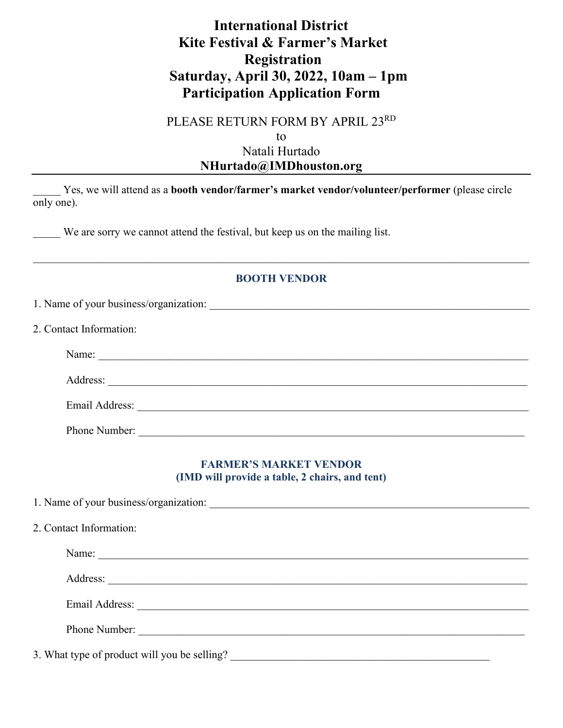# International District Kite Festival & Farmer's Market Registration Saturday, April 30, 2022, 10am – 1pm Participation Application Form

PLEASE RETURN FORM BY APRIL 23RD
to
Natali Hurtado
**NHurtado@IMDhouston.org**

---

_____ Yes, we will attend as a **booth vendor/farmer's market vendor/volunteer/performer** (please circle only one).

_____ We are sorry we cannot attend the festival, but keep us on the mailing list.

---

## BOOTH VENDOR

1. Name of your business/organization: ____________________________________________

2. Contact Information:

   Name: ____________________________________________

   Address: ____________________________________________

   Email Address: ____________________________________________

   Phone Number: ____________________________________________

## FARMER'S MARKET VENDOR
## (IMD will provide a table, 2 chairs, and tent)

1. Name of your business/organization: ____________________________________________

2. Contact Information:

   Name: ____________________________________________

   Address: ____________________________________________

   Email Address: ____________________________________________

   Phone Number: ____________________________________________

3. What type of product will you be selling? ____________________________________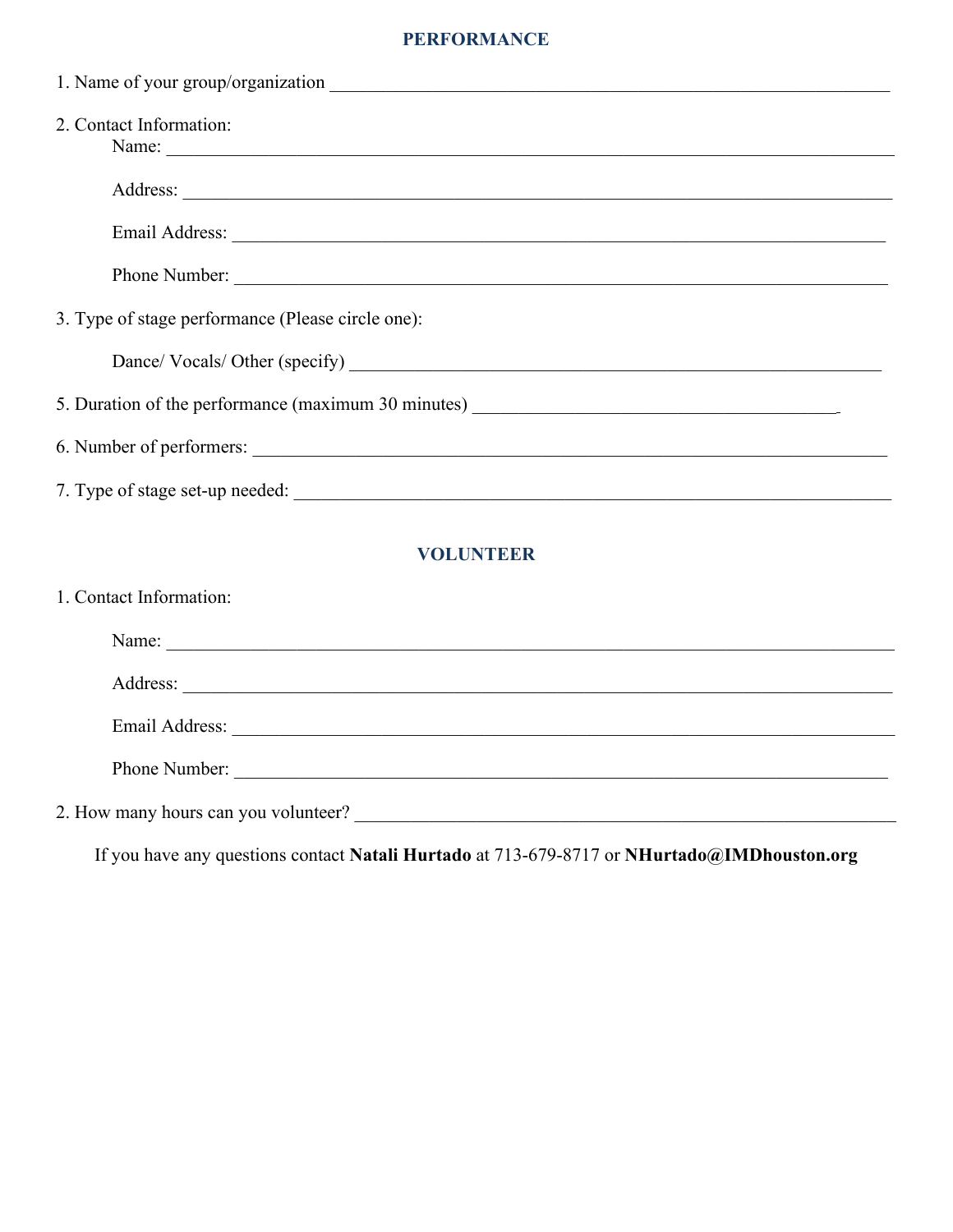## PERFORMANCE

1. Name of your group/organization ______________________________________________________________

2. Contact Information:

   Name: ______________________________________________________________________________

   Address: ____________________________________________________________________________

   Email Address: _______________________________________________________________________

   Phone Number: _______________________________________________________________________

3. Type of stage performance (Please circle one):

   Dance/ Vocals/ Other (specify) ___________________________________________________________

5. Duration of the performance (maximum 30 minutes) ________________________________________

6. Number of performers: ______________________________________________________________________

7. Type of stage set-up needed: ________________________________________________________________

## VOLUNTEER

1. Contact Information:

   Name: ______________________________________________________________________________

   Address: ____________________________________________________________________________

   Email Address: _______________________________________________________________________

   Phone Number: _______________________________________________________________________

2. How many hours can you volunteer? ___________________________________________________________

If you have any questions contact **Natali Hurtado** at 713-679-8717 or **NHurtado@IMDhouston.org**